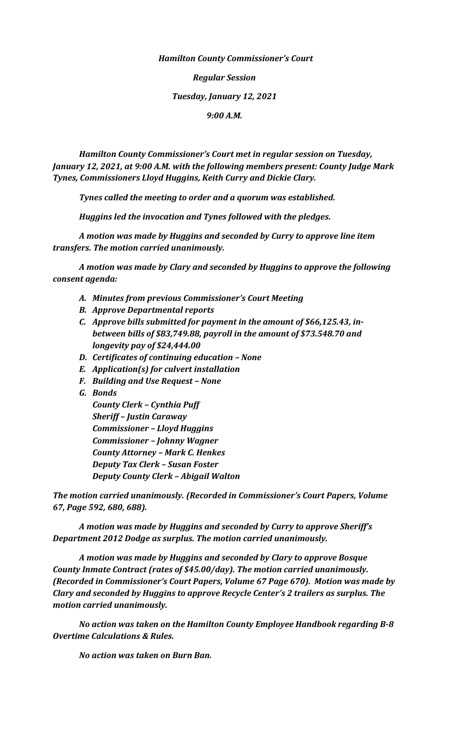*Hamilton County Commissioner's Court*

*Regular Session*

*Tuesday, January 12, 2021*

*9:00 A.M.*

*Hamilton County Commissioner's Court met in regular session on Tuesday, January 12, 2021, at 9:00 A.M. with the following members present: County Judge Mark Tynes, Commissioners Lloyd Huggins, Keith Curry and Dickie Clary.*

*Tynes called the meeting to order and a quorum was established.*

*Huggins led the invocation and Tynes followed with the pledges.*

*A motion was made by Huggins and seconded by Curry to approve line item transfers. The motion carried unanimously.*

*A motion was made by Clary and seconded by Huggins to approve the following consent agenda:*

- *A. Minutes from previous Commissioner's Court Meeting*
- *B. Approve Departmental reports*
- *C. Approve bills submitted for payment in the amount of $66,125.43, in-between bills of $83,749.88, payroll in the amount of $73.548.70 and longevity pay of $24,444.00*
- *D. Certificates of continuing education – None*
- *E. Application(s) for culvert installation*
- *F. Building and Use Request – None*
- *G. Bonds*
  *County Clerk – Cynthia Puff*
  *Sheriff – Justin Caraway*
  *Commissioner – Lloyd Huggins*
  *Commissioner – Johnny Wagner*
  *County Attorney – Mark C. Henkes*
  *Deputy Tax Clerk – Susan Foster*
  *Deputy County Clerk – Abigail Walton*

*The motion carried unanimously. (Recorded in Commissioner's Court Papers, Volume 67, Page 592, 680, 688).*

*A motion was made by Huggins and seconded by Curry to approve Sheriff's Department 2012 Dodge as surplus. The motion carried unanimously.*

*A motion was made by Huggins and seconded by Clary to approve Bosque County Inmate Contract (rates of $45.00/day). The motion carried unanimously. (Recorded in Commissioner's Court Papers, Volume 67 Page 670). Motion was made by Clary and seconded by Huggins to approve Recycle Center's 2 trailers as surplus. The motion carried unanimously.*

*No action was taken on the Hamilton County Employee Handbook regarding B-8 Overtime Calculations & Rules.*

*No action was taken on Burn Ban.*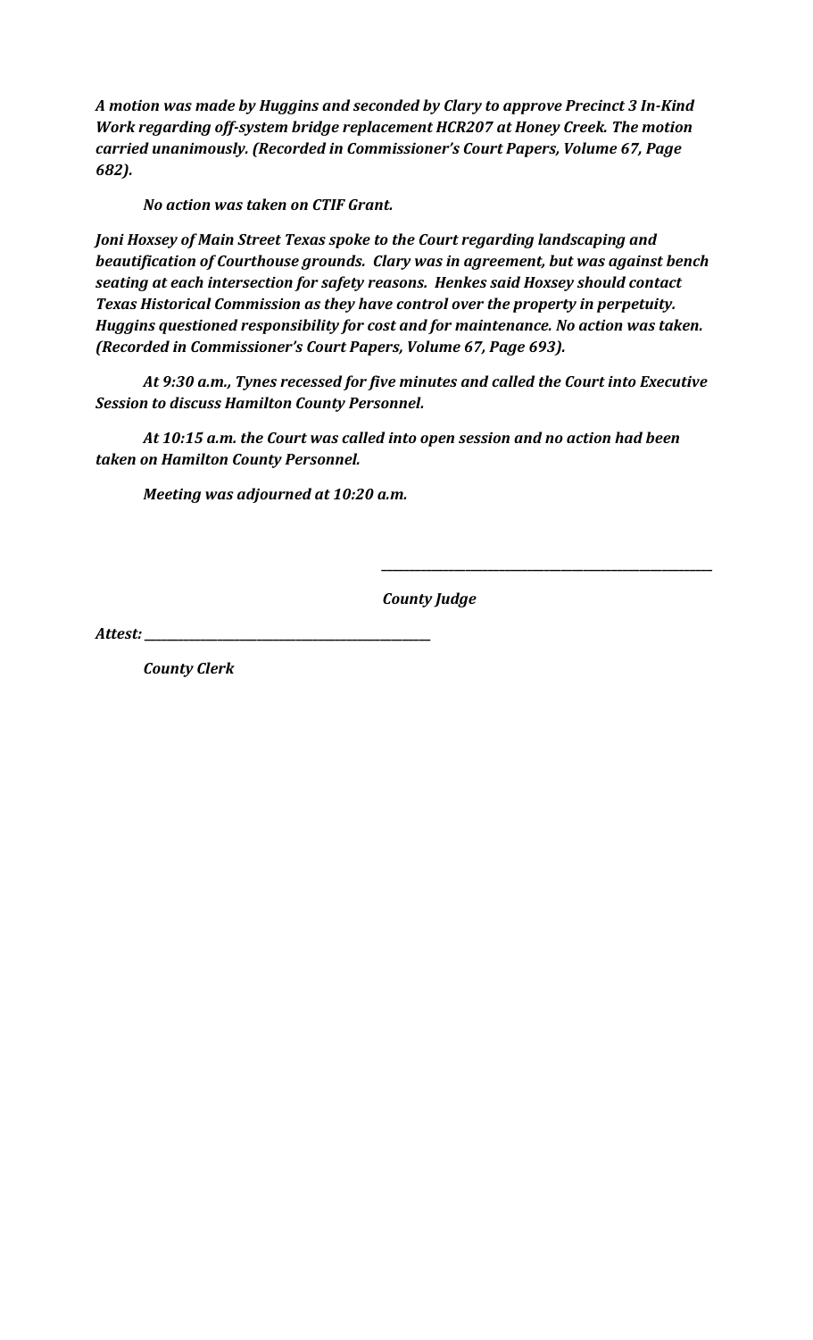*A motion was made by Huggins and seconded by Clary to approve Precinct 3 In-Kind Work regarding off-system bridge replacement HCR207 at Honey Creek. The motion carried unanimously. (Recorded in Commissioner's Court Papers, Volume 67, Page 682).*

*No action was taken on CTIF Grant.*

*Joni Hoxsey of Main Street Texas spoke to the Court regarding landscaping and beautification of Courthouse grounds. Clary was in agreement, but was against bench seating at each intersection for safety reasons. Henkes said Hoxsey should contact Texas Historical Commission as they have control over the property in perpetuity. Huggins questioned responsibility for cost and for maintenance. No action was taken. (Recorded in Commissioner's Court Papers, Volume 67, Page 693).*

*At 9:30 a.m., Tynes recessed for five minutes and called the Court into Executive Session to discuss Hamilton County Personnel.*

*At 10:15 a.m. the Court was called into open session and no action had been taken on Hamilton County Personnel.*

*Meeting was adjourned at 10:20 a.m.*

\_\_\_\_\_\_\_\_\_\_\_\_\_\_\_\_\_\_\_\_\_\_\_\_\_\_\_\_\_\_\_\_\_\_\_\_\_\_\_\_

*County Judge*

*Attest:* \_\_\_\_\_\_\_\_\_\_\_\_\_\_\_\_\_\_\_\_\_\_\_\_\_\_\_\_\_\_\_\_\_\_\_\_

*County Clerk*